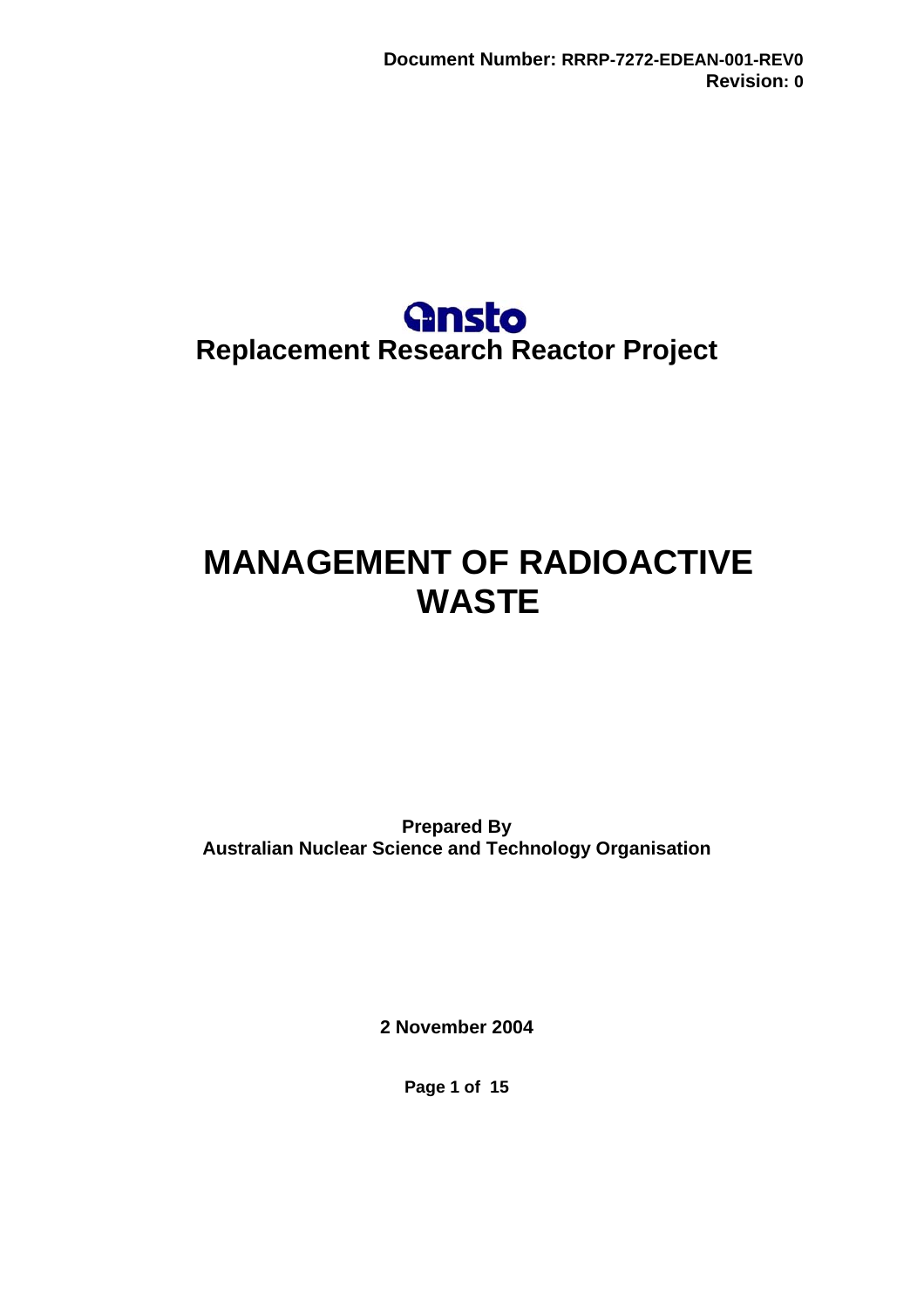Document Number: RRRP-7272-EDEAN-001-REV0
Revision: 0

ansto

## Replacement Research Reactor Project

# MANAGEMENT OF RADIOACTIVE WASTE

**Prepared By**
**Australian Nuclear Science and Technology Organisation**

**2 November 2004**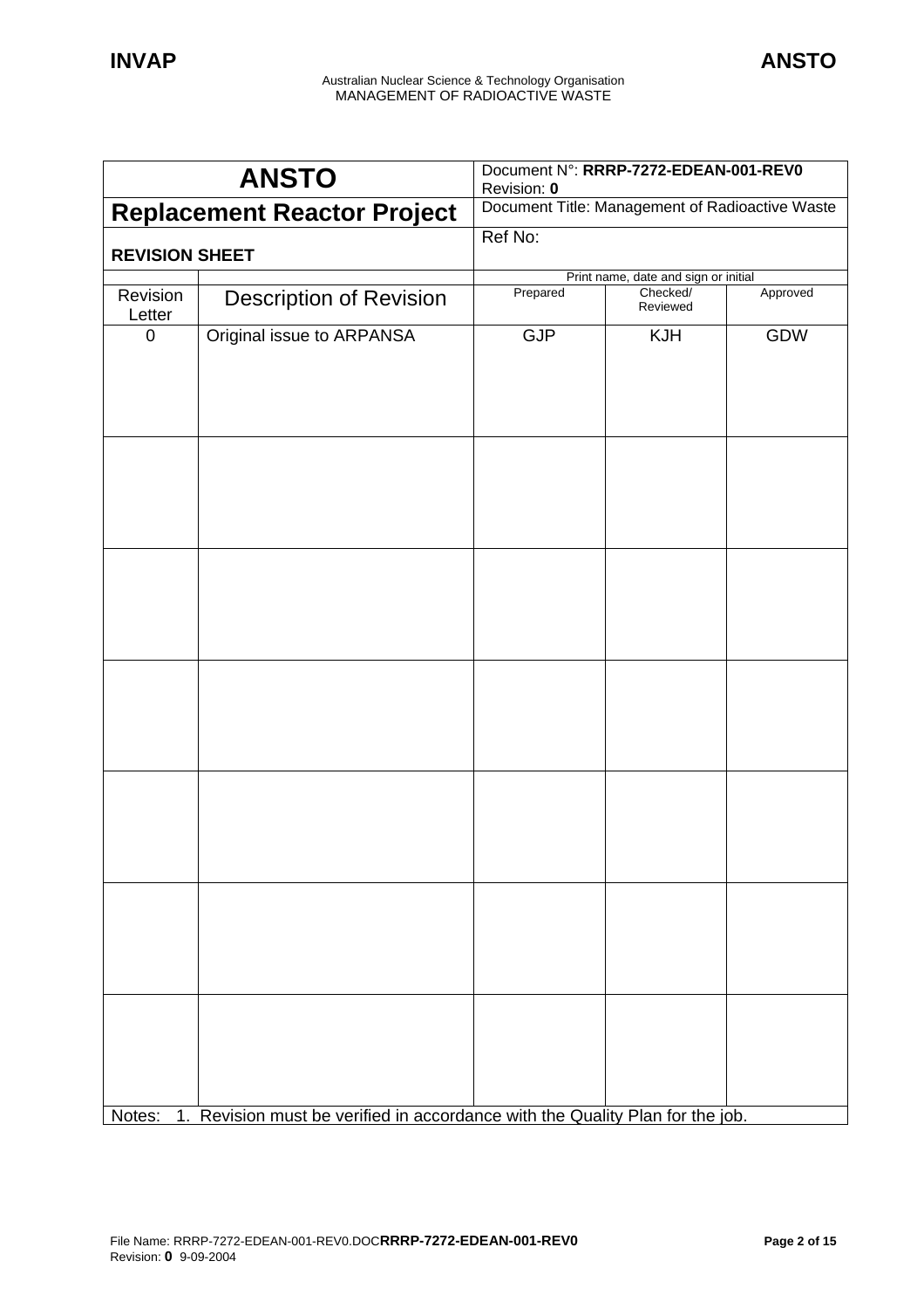| ANSTO | | Document N°: **RRRP-7272-EDEAN-001-REV0** Revision: **0** | | |
|---|---|---|---|---|
| **Replacement Reactor Project** | | Document Title: Management of Radioactive Waste | | |
| **REVISION SHEET** | | Ref No: | | |
| | | Print name, date and sign or initial | | |
| Revision Letter | Description of Revision | Prepared | Checked/ Reviewed | Approved |
| 0 | Original issue to ARPANSA | GJP | KJH | GDW |
| | | | | |
| | | | | |
| | | | | |
| | | | | |
| | | | | |
| | | | | |

Notes: 1. Revision must be verified in accordance with the Quality Plan for the job.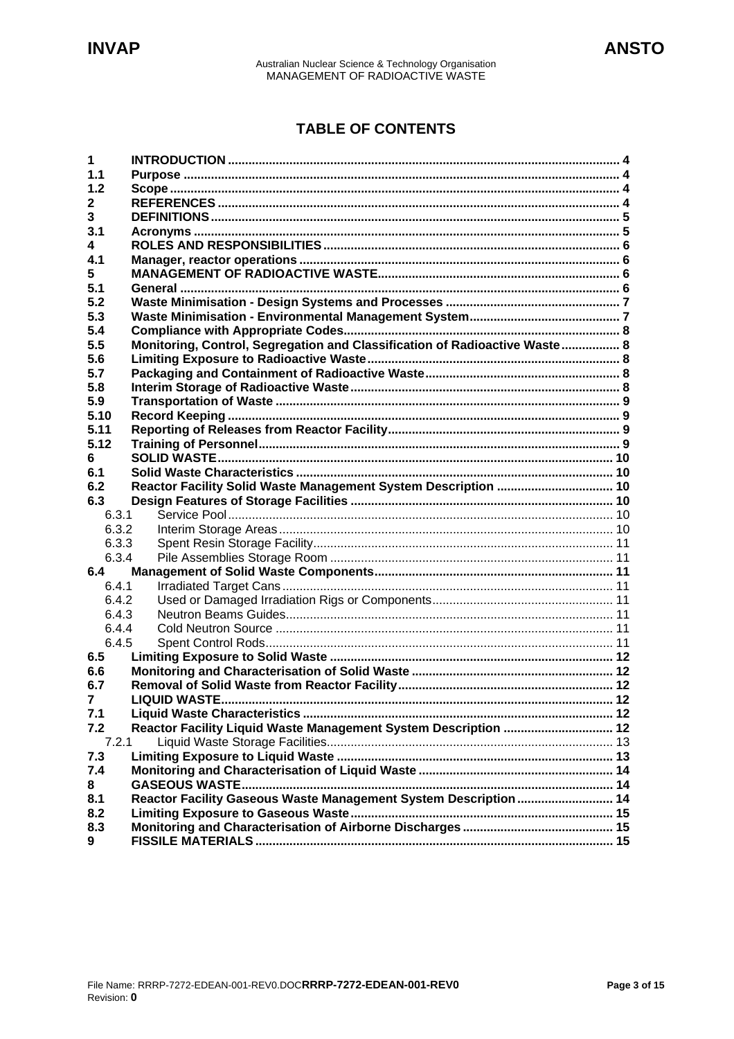# TABLE OF CONTENTS

| | | |
|---|---|---|
| **1** | **INTRODUCTION** | **4** |
| **1.1** | **Purpose** | **4** |
| **1.2** | **Scope** | **4** |
| **2** | **REFERENCES** | **4** |
| **3** | **DEFINITIONS** | **5** |
| **3.1** | **Acronyms** | **5** |
| **4** | **ROLES AND RESPONSIBILITIES** | **6** |
| **4.1** | **Manager, reactor operations** | **6** |
| **5** | **MANAGEMENT OF RADIOACTIVE WASTE** | **6** |
| **5.1** | **General** | **6** |
| **5.2** | **Waste Minimisation - Design Systems and Processes** | **7** |
| **5.3** | **Waste Minimisation - Environmental Management System** | **7** |
| **5.4** | **Compliance with Appropriate Codes** | **8** |
| **5.5** | **Monitoring, Control, Segregation and Classification of Radioactive Waste** | **8** |
| **5.6** | **Limiting Exposure to Radioactive Waste** | **8** |
| **5.7** | **Packaging and Containment of Radioactive Waste** | **8** |
| **5.8** | **Interim Storage of Radioactive Waste** | **8** |
| **5.9** | **Transportation of Waste** | **9** |
| **5.10** | **Record Keeping** | **9** |
| **5.11** | **Reporting of Releases from Reactor Facility** | **9** |
| **5.12** | **Training of Personnel** | **9** |
| **6** | **SOLID WASTE** | **10** |
| **6.1** | **Solid Waste Characteristics** | **10** |
| **6.2** | **Reactor Facility Solid Waste Management System Description** | **10** |
| **6.3** | **Design Features of Storage Facilities** | **10** |
| 6.3.1 | Service Pool | 10 |
| 6.3.2 | Interim Storage Areas | 10 |
| 6.3.3 | Spent Resin Storage Facility | 11 |
| 6.3.4 | Pile Assemblies Storage Room | 11 |
| **6.4** | **Management of Solid Waste Components** | **11** |
| 6.4.1 | Irradiated Target Cans | 11 |
| 6.4.2 | Used or Damaged Irradiation Rigs or Components | 11 |
| 6.4.3 | Neutron Beams Guides | 11 |
| 6.4.4 | Cold Neutron Source | 11 |
| 6.4.5 | Spent Control Rods | 11 |
| **6.5** | **Limiting Exposure to Solid Waste** | **12** |
| **6.6** | **Monitoring and Characterisation of Solid Waste** | **12** |
| **6.7** | **Removal of Solid Waste from Reactor Facility** | **12** |
| **7** | **LIQUID WASTE** | **12** |
| **7.1** | **Liquid Waste Characteristics** | **12** |
| **7.2** | **Reactor Facility Liquid Waste Management System Description** | **12** |
| 7.2.1 | Liquid Waste Storage Facilities | 13 |
| **7.3** | **Limiting Exposure to Liquid Waste** | **13** |
| **7.4** | **Monitoring and Characterisation of Liquid Waste** | **14** |
| **8** | **GASEOUS WASTE** | **14** |
| **8.1** | **Reactor Facility Gaseous Waste Management System Description** | **14** |
| **8.2** | **Limiting Exposure to Gaseous Waste** | **15** |
| **8.3** | **Monitoring and Characterisation of Airborne Discharges** | **15** |
| **9** | **FISSILE MATERIALS** | **15** |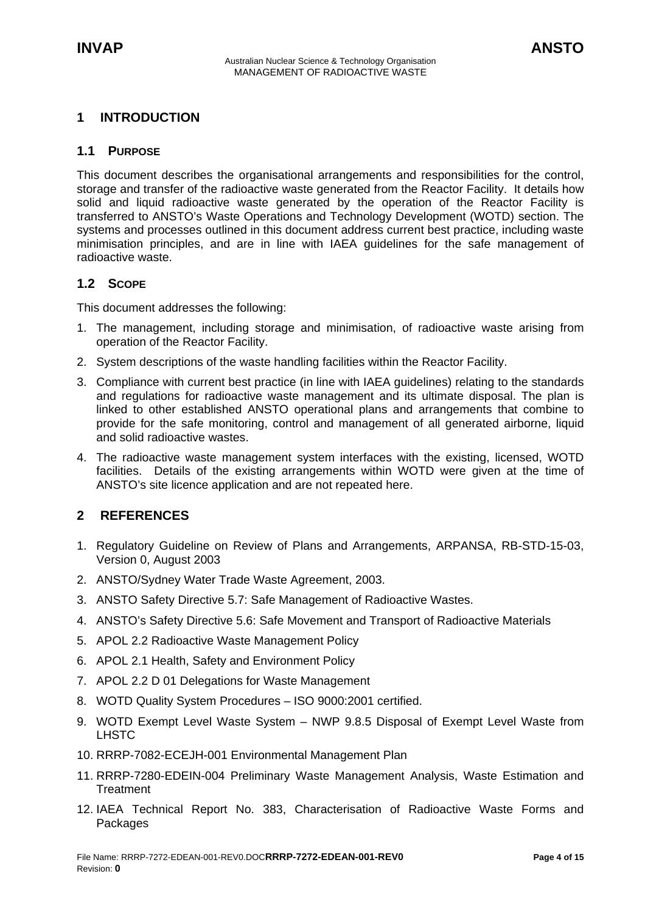# 1 INTRODUCTION

## 1.1 PURPOSE

This document describes the organisational arrangements and responsibilities for the control, storage and transfer of the radioactive waste generated from the Reactor Facility. It details how solid and liquid radioactive waste generated by the operation of the Reactor Facility is transferred to ANSTO's Waste Operations and Technology Development (WOTD) section. The systems and processes outlined in this document address current best practice, including waste minimisation principles, and are in line with IAEA guidelines for the safe management of radioactive waste.

## 1.2 SCOPE

This document addresses the following:

1. The management, including storage and minimisation, of radioactive waste arising from operation of the Reactor Facility.
2. System descriptions of the waste handling facilities within the Reactor Facility.
3. Compliance with current best practice (in line with IAEA guidelines) relating to the standards and regulations for radioactive waste management and its ultimate disposal. The plan is linked to other established ANSTO operational plans and arrangements that combine to provide for the safe monitoring, control and management of all generated airborne, liquid and solid radioactive wastes.
4. The radioactive waste management system interfaces with the existing, licensed, WOTD facilities. Details of the existing arrangements within WOTD were given at the time of ANSTO's site licence application and are not repeated here.

# 2 REFERENCES

1. Regulatory Guideline on Review of Plans and Arrangements, ARPANSA, RB-STD-15-03, Version 0, August 2003
2. ANSTO/Sydney Water Trade Waste Agreement, 2003.
3. ANSTO Safety Directive 5.7: Safe Management of Radioactive Wastes.
4. ANSTO's Safety Directive 5.6: Safe Movement and Transport of Radioactive Materials
5. APOL 2.2 Radioactive Waste Management Policy
6. APOL 2.1 Health, Safety and Environment Policy
7. APOL 2.2 D 01 Delegations for Waste Management
8. WOTD Quality System Procedures – ISO 9000:2001 certified.
9. WOTD Exempt Level Waste System – NWP 9.8.5 Disposal of Exempt Level Waste from LHSTC
10. RRRP-7082-ECEJH-001 Environmental Management Plan
11. RRRP-7280-EDEIN-004 Preliminary Waste Management Analysis, Waste Estimation and Treatment
12. IAEA Technical Report No. 383, Characterisation of Radioactive Waste Forms and Packages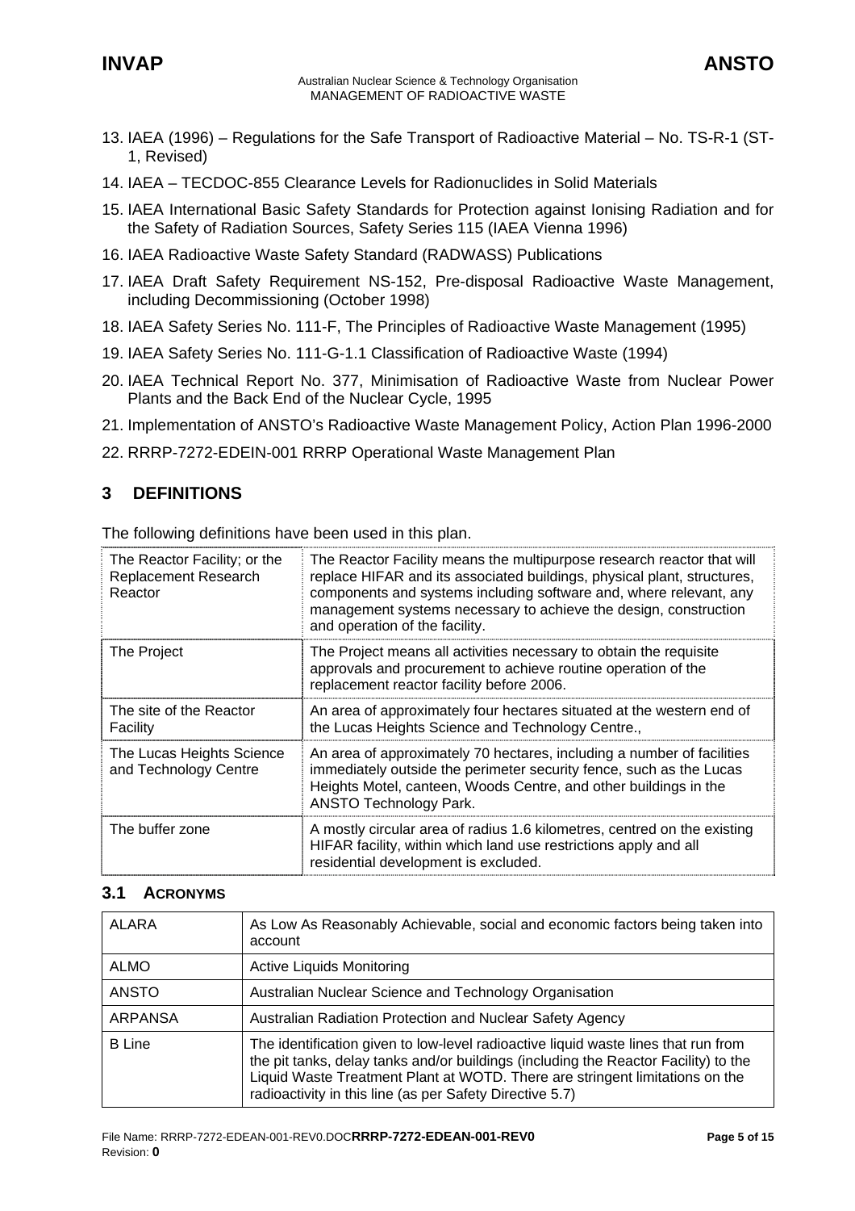13. IAEA (1996) – Regulations for the Safe Transport of Radioactive Material – No. TS-R-1 (ST-1, Revised)
14. IAEA – TECDOC-855 Clearance Levels for Radionuclides in Solid Materials
15. IAEA International Basic Safety Standards for Protection against Ionising Radiation and for the Safety of Radiation Sources, Safety Series 115 (IAEA Vienna 1996)
16. IAEA Radioactive Waste Safety Standard (RADWASS) Publications
17. IAEA Draft Safety Requirement NS-152, Pre-disposal Radioactive Waste Management, including Decommissioning (October 1998)
18. IAEA Safety Series No. 111-F, The Principles of Radioactive Waste Management (1995)
19. IAEA Safety Series No. 111-G-1.1 Classification of Radioactive Waste (1994)
20. IAEA Technical Report No. 377, Minimisation of Radioactive Waste from Nuclear Power Plants and the Back End of the Nuclear Cycle, 1995
21. Implementation of ANSTO's Radioactive Waste Management Policy, Action Plan 1996-2000
22. RRRP-7272-EDEIN-001 RRRP Operational Waste Management Plan

## 3 DEFINITIONS

The following definitions have been used in this plan.

| | |
|---|---|
| The Reactor Facility; or the Replacement Research Reactor | The Reactor Facility means the multipurpose research reactor that will replace HIFAR and its associated buildings, physical plant, structures, components and systems including software and, where relevant, any management systems necessary to achieve the design, construction and operation of the facility. |
| The Project | The Project means all activities necessary to obtain the requisite approvals and procurement to achieve routine operation of the replacement reactor facility before 2006. |
| The site of the Reactor Facility | An area of approximately four hectares situated at the western end of the Lucas Heights Science and Technology Centre., |
| The Lucas Heights Science and Technology Centre | An area of approximately 70 hectares, including a number of facilities immediately outside the perimeter security fence, such as the Lucas Heights Motel, canteen, Woods Centre, and other buildings in the ANSTO Technology Park. |
| The buffer zone | A mostly circular area of radius 1.6 kilometres, centred on the existing HIFAR facility, within which land use restrictions apply and all residential development is excluded. |

### 3.1 ACRONYMS

| | |
|---|---|
| ALARA | As Low As Reasonably Achievable, social and economic factors being taken into account |
| ALMO | Active Liquids Monitoring |
| ANSTO | Australian Nuclear Science and Technology Organisation |
| ARPANSA | Australian Radiation Protection and Nuclear Safety Agency |
| B Line | The identification given to low-level radioactive liquid waste lines that run from the pit tanks, delay tanks and/or buildings (including the Reactor Facility) to the Liquid Waste Treatment Plant at WOTD. There are stringent limitations on the radioactivity in this line (as per Safety Directive 5.7) |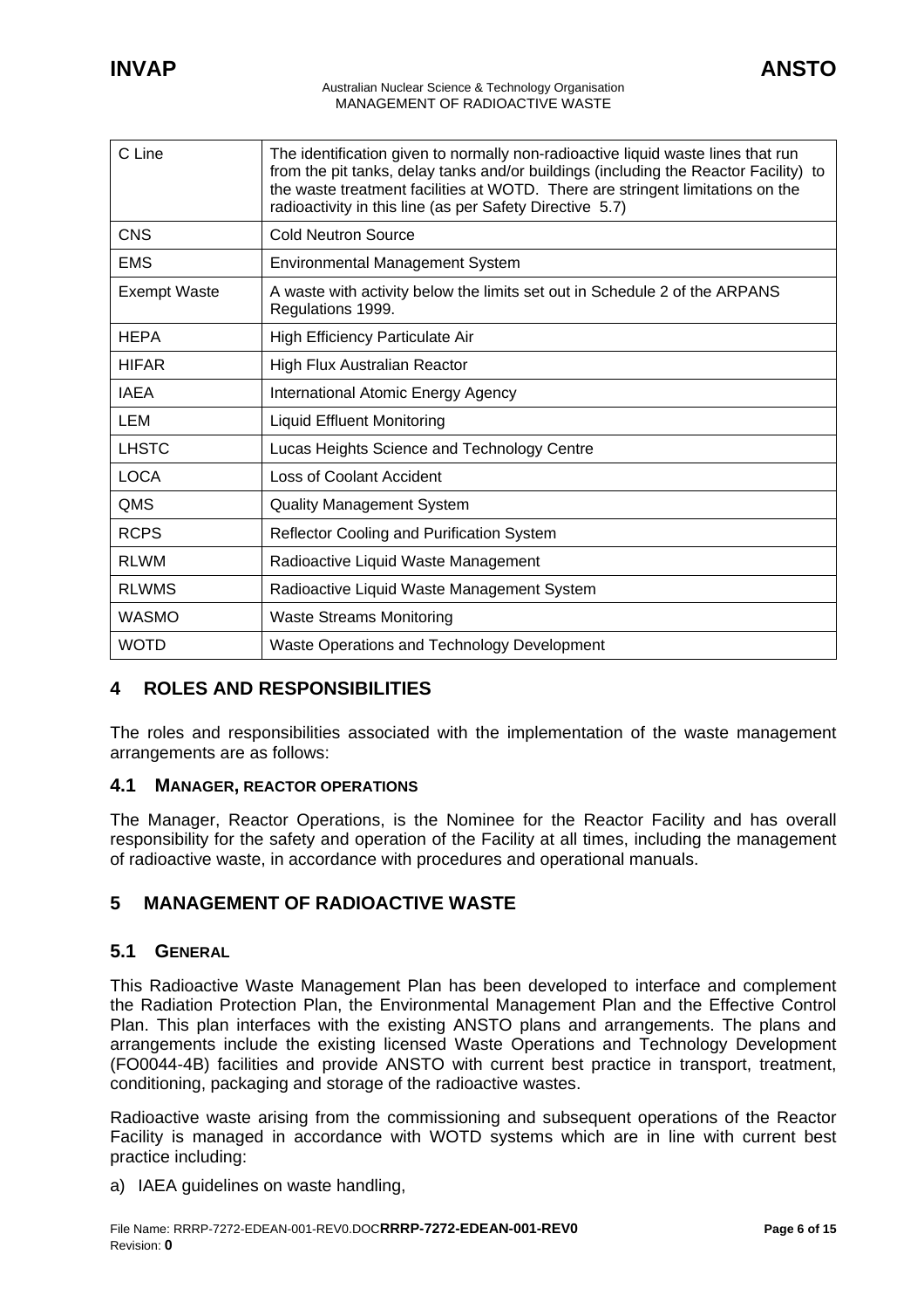| C Line | The identification given to normally non-radioactive liquid waste lines that run from the pit tanks, delay tanks and/or buildings (including the Reactor Facility) to the waste treatment facilities at WOTD. There are stringent limitations on the radioactivity in this line (as per Safety Directive 5.7) |
|---|---|
| CNS | Cold Neutron Source |
| EMS | Environmental Management System |
| Exempt Waste | A waste with activity below the limits set out in Schedule 2 of the ARPANS Regulations 1999. |
| HEPA | High Efficiency Particulate Air |
| HIFAR | High Flux Australian Reactor |
| IAEA | International Atomic Energy Agency |
| LEM | Liquid Effluent Monitoring |
| LHSTC | Lucas Heights Science and Technology Centre |
| LOCA | Loss of Coolant Accident |
| QMS | Quality Management System |
| RCPS | Reflector Cooling and Purification System |
| RLWM | Radioactive Liquid Waste Management |
| RLWMS | Radioactive Liquid Waste Management System |
| WASMO | Waste Streams Monitoring |
| WOTD | Waste Operations and Technology Development |

# 4 ROLES AND RESPONSIBILITIES

The roles and responsibilities associated with the implementation of the waste management arrangements are as follows:

## 4.1 MANAGER, REACTOR OPERATIONS

The Manager, Reactor Operations, is the Nominee for the Reactor Facility and has overall responsibility for the safety and operation of the Facility at all times, including the management of radioactive waste, in accordance with procedures and operational manuals.

# 5 MANAGEMENT OF RADIOACTIVE WASTE

## 5.1 GENERAL

This Radioactive Waste Management Plan has been developed to interface and complement the Radiation Protection Plan, the Environmental Management Plan and the Effective Control Plan. This plan interfaces with the existing ANSTO plans and arrangements. The plans and arrangements include the existing licensed Waste Operations and Technology Development (FO0044-4B) facilities and provide ANSTO with current best practice in transport, treatment, conditioning, packaging and storage of the radioactive wastes.

Radioactive waste arising from the commissioning and subsequent operations of the Reactor Facility is managed in accordance with WOTD systems which are in line with current best practice including:

a) IAEA guidelines on waste handling,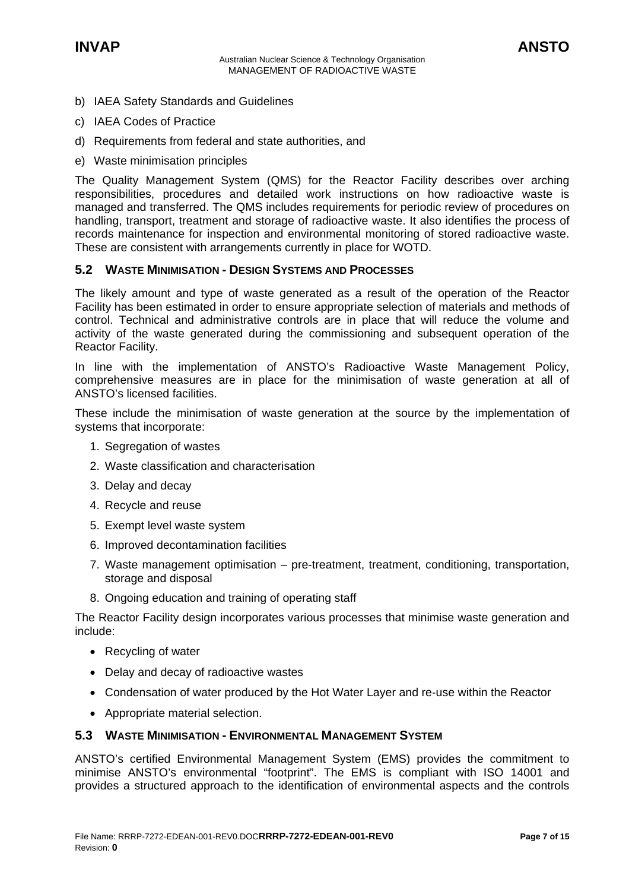b) IAEA Safety Standards and Guidelines

c) IAEA Codes of Practice

d) Requirements from federal and state authorities, and

e) Waste minimisation principles

The Quality Management System (QMS) for the Reactor Facility describes over arching responsibilities, procedures and detailed work instructions on how radioactive waste is managed and transferred. The QMS includes requirements for periodic review of procedures on handling, transport, treatment and storage of radioactive waste. It also identifies the process of records maintenance for inspection and environmental monitoring of stored radioactive waste. These are consistent with arrangements currently in place for WOTD.

## 5.2 Waste Minimisation - Design Systems and Processes

The likely amount and type of waste generated as a result of the operation of the Reactor Facility has been estimated in order to ensure appropriate selection of materials and methods of control. Technical and administrative controls are in place that will reduce the volume and activity of the waste generated during the commissioning and subsequent operation of the Reactor Facility.

In line with the implementation of ANSTO's Radioactive Waste Management Policy, comprehensive measures are in place for the minimisation of waste generation at all of ANSTO's licensed facilities.

These include the minimisation of waste generation at the source by the implementation of systems that incorporate:

1. Segregation of wastes
2. Waste classification and characterisation
3. Delay and decay
4. Recycle and reuse
5. Exempt level waste system
6. Improved decontamination facilities
7. Waste management optimisation – pre-treatment, treatment, conditioning, transportation, storage and disposal
8. Ongoing education and training of operating staff

The Reactor Facility design incorporates various processes that minimise waste generation and include:

- Recycling of water
- Delay and decay of radioactive wastes
- Condensation of water produced by the Hot Water Layer and re-use within the Reactor
- Appropriate material selection.

## 5.3 Waste Minimisation - Environmental Management System

ANSTO's certified Environmental Management System (EMS) provides the commitment to minimise ANSTO's environmental "footprint". The EMS is compliant with ISO 14001 and provides a structured approach to the identification of environmental aspects and the controls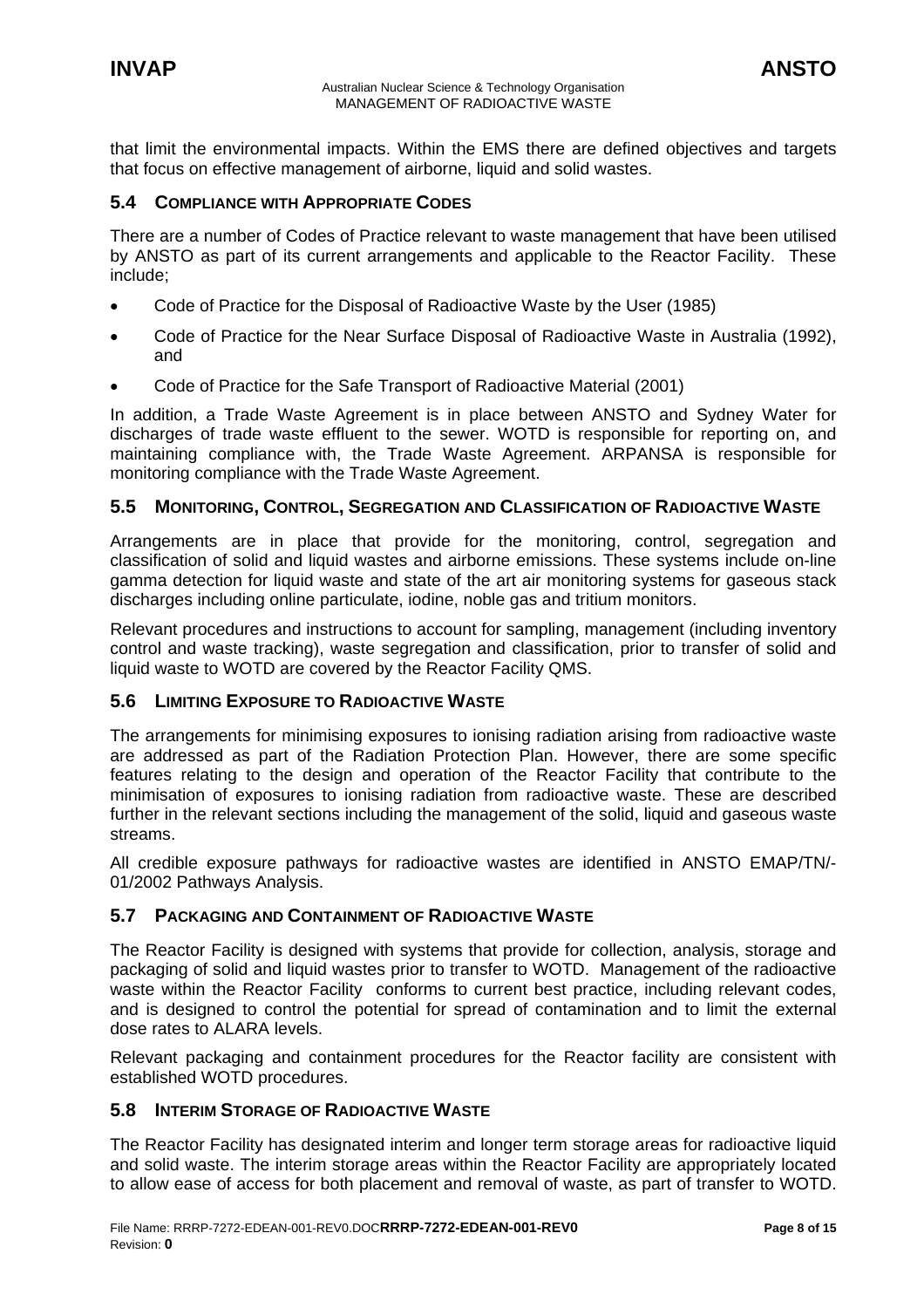that limit the environmental impacts. Within the EMS there are defined objectives and targets that focus on effective management of airborne, liquid and solid wastes.

### 5.4 Compliance with Appropriate Codes

There are a number of Codes of Practice relevant to waste management that have been utilised by ANSTO as part of its current arrangements and applicable to the Reactor Facility. These include;

- Code of Practice for the Disposal of Radioactive Waste by the User (1985)
- Code of Practice for the Near Surface Disposal of Radioactive Waste in Australia (1992), and
- Code of Practice for the Safe Transport of Radioactive Material (2001)

In addition, a Trade Waste Agreement is in place between ANSTO and Sydney Water for discharges of trade waste effluent to the sewer. WOTD is responsible for reporting on, and maintaining compliance with, the Trade Waste Agreement. ARPANSA is responsible for monitoring compliance with the Trade Waste Agreement.

### 5.5 Monitoring, Control, Segregation and Classification of Radioactive Waste

Arrangements are in place that provide for the monitoring, control, segregation and classification of solid and liquid wastes and airborne emissions. These systems include on-line gamma detection for liquid waste and state of the art air monitoring systems for gaseous stack discharges including online particulate, iodine, noble gas and tritium monitors.

Relevant procedures and instructions to account for sampling, management (including inventory control and waste tracking), waste segregation and classification, prior to transfer of solid and liquid waste to WOTD are covered by the Reactor Facility QMS.

### 5.6 Limiting Exposure to Radioactive Waste

The arrangements for minimising exposures to ionising radiation arising from radioactive waste are addressed as part of the Radiation Protection Plan. However, there are some specific features relating to the design and operation of the Reactor Facility that contribute to the minimisation of exposures to ionising radiation from radioactive waste. These are described further in the relevant sections including the management of the solid, liquid and gaseous waste streams.

All credible exposure pathways for radioactive wastes are identified in ANSTO EMAP/TN/-01/2002 Pathways Analysis.

### 5.7 Packaging and Containment of Radioactive Waste

The Reactor Facility is designed with systems that provide for collection, analysis, storage and packaging of solid and liquid wastes prior to transfer to WOTD. Management of the radioactive waste within the Reactor Facility conforms to current best practice, including relevant codes, and is designed to control the potential for spread of contamination and to limit the external dose rates to ALARA levels.

Relevant packaging and containment procedures for the Reactor facility are consistent with established WOTD procedures.

### 5.8 Interim Storage of Radioactive Waste

The Reactor Facility has designated interim and longer term storage areas for radioactive liquid and solid waste. The interim storage areas within the Reactor Facility are appropriately located to allow ease of access for both placement and removal of waste, as part of transfer to WOTD.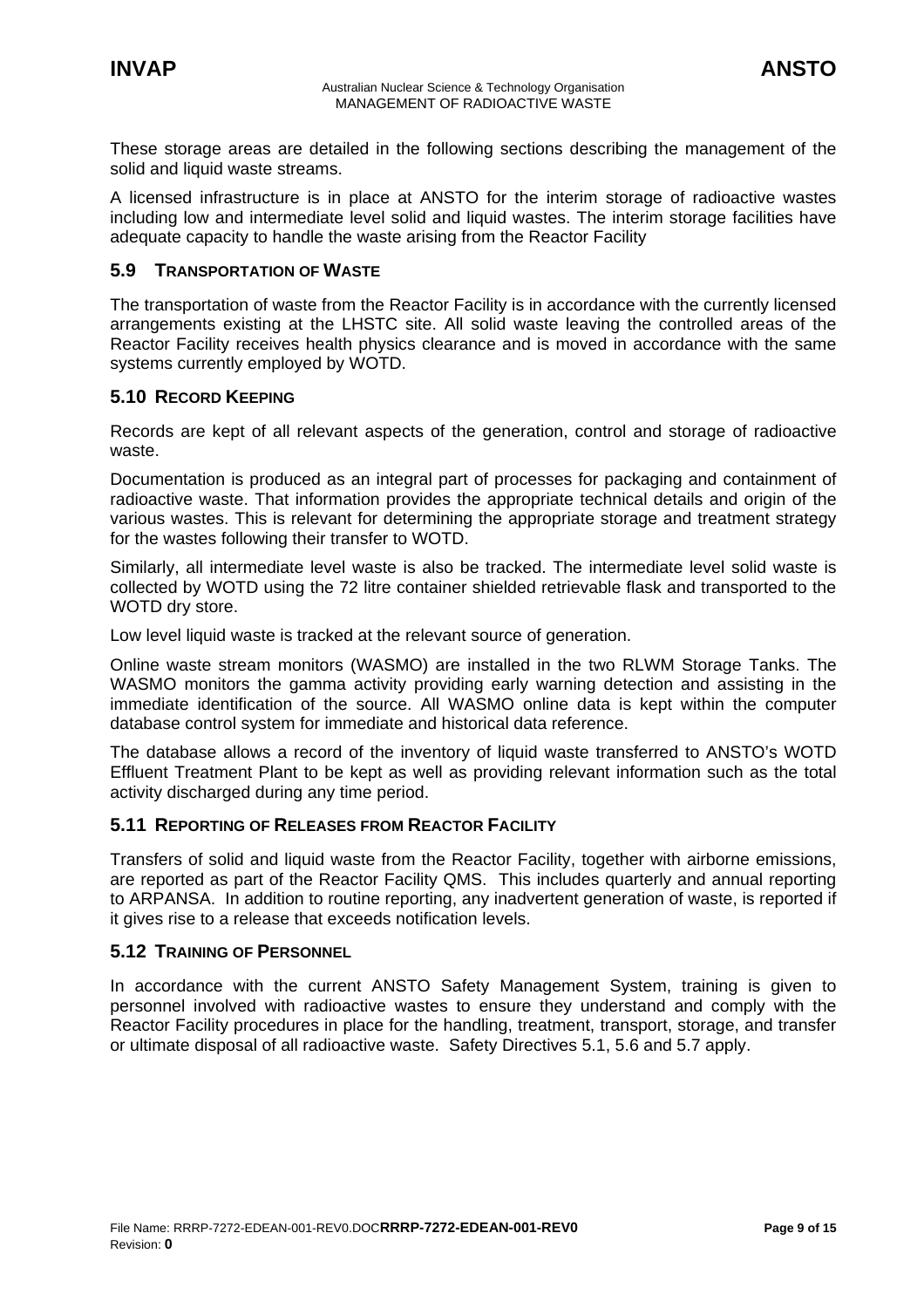These storage areas are detailed in the following sections describing the management of the solid and liquid waste streams.

A licensed infrastructure is in place at ANSTO for the interim storage of radioactive wastes including low and intermediate level solid and liquid wastes. The interim storage facilities have adequate capacity to handle the waste arising from the Reactor Facility

## 5.9 TRANSPORTATION OF WASTE

The transportation of waste from the Reactor Facility is in accordance with the currently licensed arrangements existing at the LHSTC site. All solid waste leaving the controlled areas of the Reactor Facility receives health physics clearance and is moved in accordance with the same systems currently employed by WOTD.

## 5.10 RECORD KEEPING

Records are kept of all relevant aspects of the generation, control and storage of radioactive waste.

Documentation is produced as an integral part of processes for packaging and containment of radioactive waste. That information provides the appropriate technical details and origin of the various wastes. This is relevant for determining the appropriate storage and treatment strategy for the wastes following their transfer to WOTD.

Similarly, all intermediate level waste is also be tracked. The intermediate level solid waste is collected by WOTD using the 72 litre container shielded retrievable flask and transported to the WOTD dry store.

Low level liquid waste is tracked at the relevant source of generation.

Online waste stream monitors (WASMO) are installed in the two RLWM Storage Tanks. The WASMO monitors the gamma activity providing early warning detection and assisting in the immediate identification of the source. All WASMO online data is kept within the computer database control system for immediate and historical data reference.

The database allows a record of the inventory of liquid waste transferred to ANSTO's WOTD Effluent Treatment Plant to be kept as well as providing relevant information such as the total activity discharged during any time period.

## 5.11 REPORTING OF RELEASES FROM REACTOR FACILITY

Transfers of solid and liquid waste from the Reactor Facility, together with airborne emissions, are reported as part of the Reactor Facility QMS. This includes quarterly and annual reporting to ARPANSA. In addition to routine reporting, any inadvertent generation of waste, is reported if it gives rise to a release that exceeds notification levels.

## 5.12 TRAINING OF PERSONNEL

In accordance with the current ANSTO Safety Management System, training is given to personnel involved with radioactive wastes to ensure they understand and comply with the Reactor Facility procedures in place for the handling, treatment, transport, storage, and transfer or ultimate disposal of all radioactive waste. Safety Directives 5.1, 5.6 and 5.7 apply.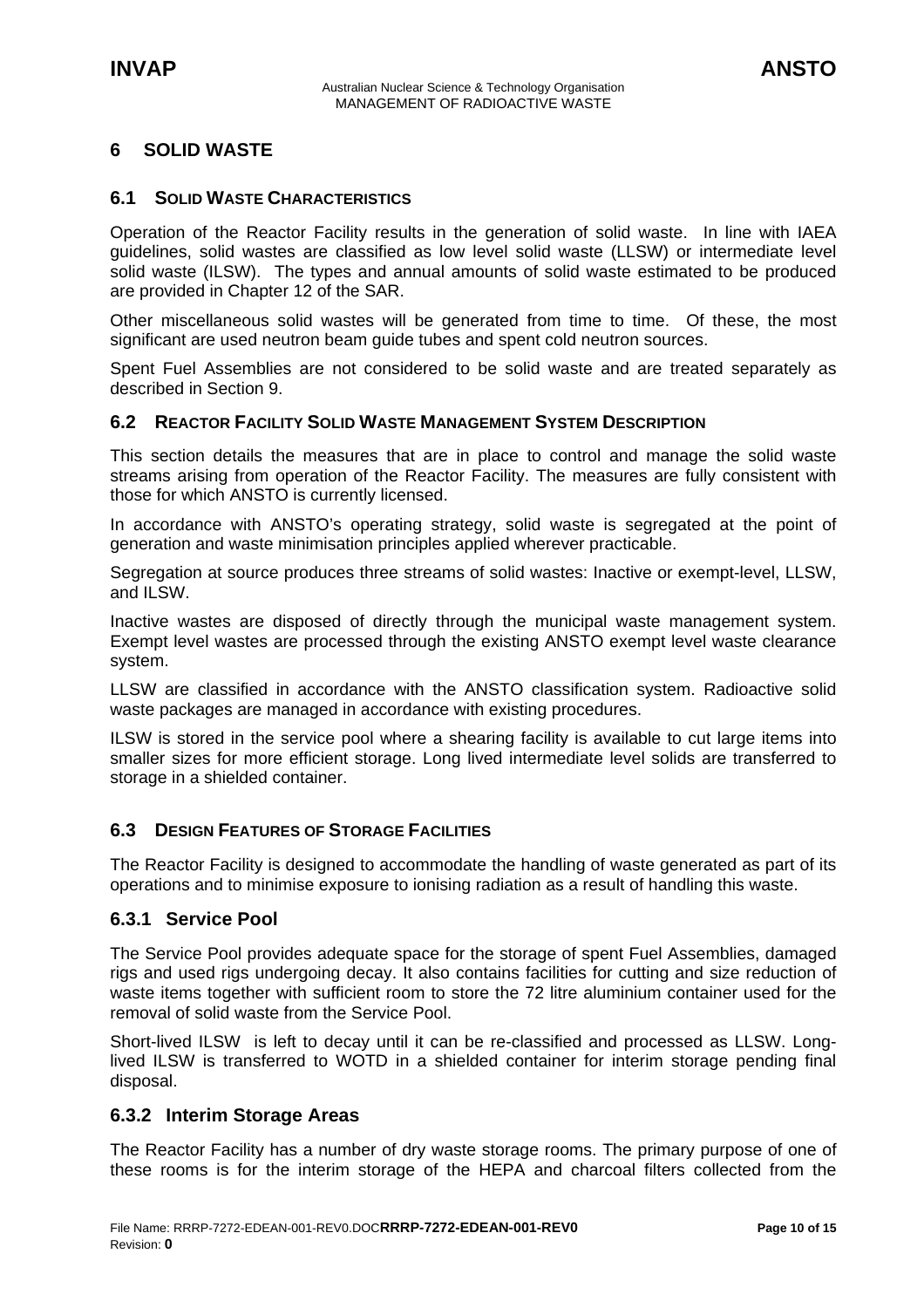# 6 SOLID WASTE

## 6.1 SOLID WASTE CHARACTERISTICS

Operation of the Reactor Facility results in the generation of solid waste. In line with IAEA guidelines, solid wastes are classified as low level solid waste (LLSW) or intermediate level solid waste (ILSW). The types and annual amounts of solid waste estimated to be produced are provided in Chapter 12 of the SAR.

Other miscellaneous solid wastes will be generated from time to time. Of these, the most significant are used neutron beam guide tubes and spent cold neutron sources.

Spent Fuel Assemblies are not considered to be solid waste and are treated separately as described in Section 9.

## 6.2 REACTOR FACILITY SOLID WASTE MANAGEMENT SYSTEM DESCRIPTION

This section details the measures that are in place to control and manage the solid waste streams arising from operation of the Reactor Facility. The measures are fully consistent with those for which ANSTO is currently licensed.

In accordance with ANSTO's operating strategy, solid waste is segregated at the point of generation and waste minimisation principles applied wherever practicable.

Segregation at source produces three streams of solid wastes: Inactive or exempt-level, LLSW, and ILSW.

Inactive wastes are disposed of directly through the municipal waste management system. Exempt level wastes are processed through the existing ANSTO exempt level waste clearance system.

LLSW are classified in accordance with the ANSTO classification system. Radioactive solid waste packages are managed in accordance with existing procedures.

ILSW is stored in the service pool where a shearing facility is available to cut large items into smaller sizes for more efficient storage. Long lived intermediate level solids are transferred to storage in a shielded container.

## 6.3 DESIGN FEATURES OF STORAGE FACILITIES

The Reactor Facility is designed to accommodate the handling of waste generated as part of its operations and to minimise exposure to ionising radiation as a result of handling this waste.

### 6.3.1 Service Pool

The Service Pool provides adequate space for the storage of spent Fuel Assemblies, damaged rigs and used rigs undergoing decay. It also contains facilities for cutting and size reduction of waste items together with sufficient room to store the 72 litre aluminium container used for the removal of solid waste from the Service Pool.

Short-lived ILSW is left to decay until it can be re-classified and processed as LLSW. Long-lived ILSW is transferred to WOTD in a shielded container for interim storage pending final disposal.

### 6.3.2 Interim Storage Areas

The Reactor Facility has a number of dry waste storage rooms. The primary purpose of one of these rooms is for the interim storage of the HEPA and charcoal filters collected from the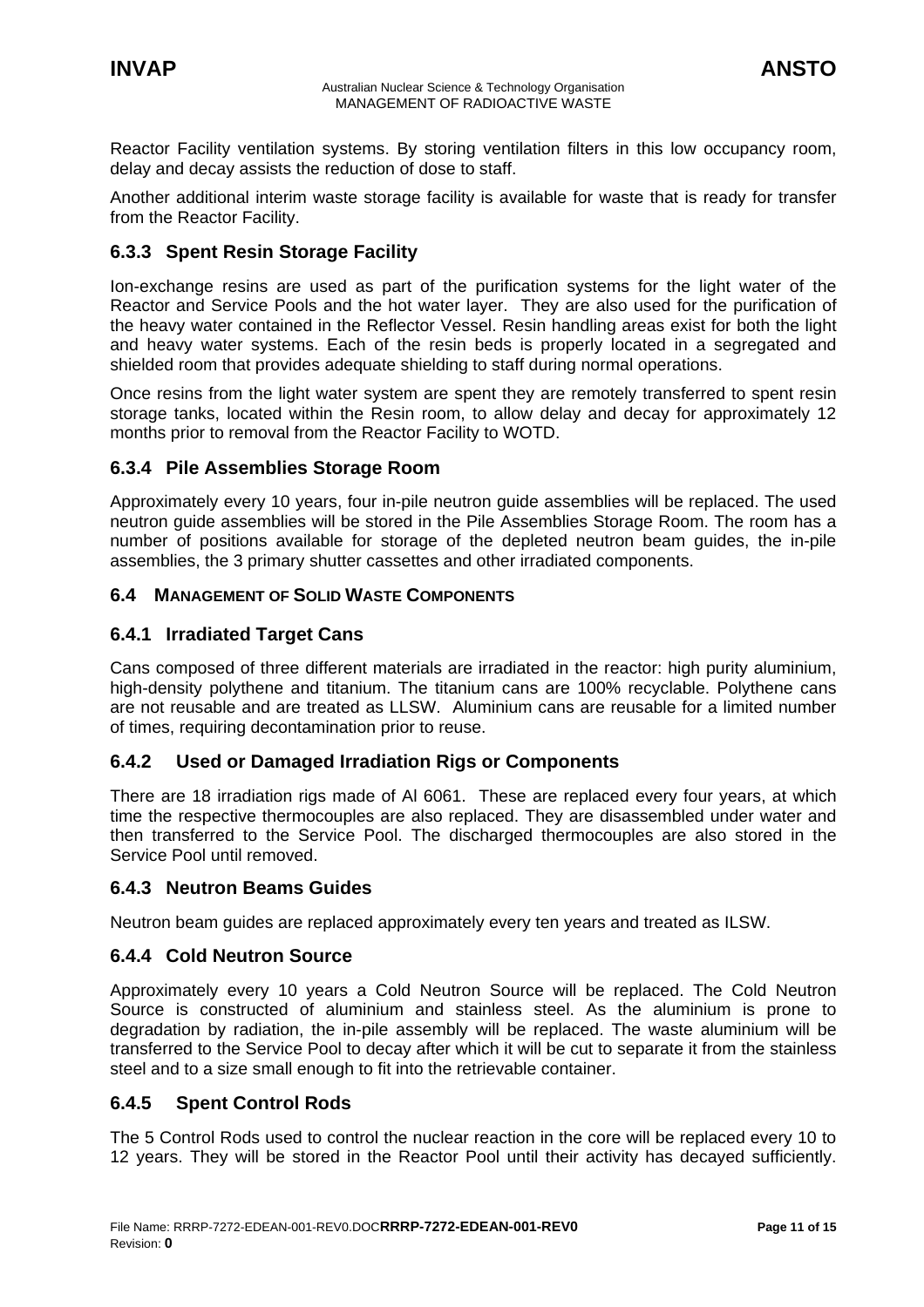Reactor Facility ventilation systems. By storing ventilation filters in this low occupancy room, delay and decay assists the reduction of dose to staff.

Another additional interim waste storage facility is available for waste that is ready for transfer from the Reactor Facility.

### 6.3.3 Spent Resin Storage Facility

Ion-exchange resins are used as part of the purification systems for the light water of the Reactor and Service Pools and the hot water layer. They are also used for the purification of the heavy water contained in the Reflector Vessel. Resin handling areas exist for both the light and heavy water systems. Each of the resin beds is properly located in a segregated and shielded room that provides adequate shielding to staff during normal operations.

Once resins from the light water system are spent they are remotely transferred to spent resin storage tanks, located within the Resin room, to allow delay and decay for approximately 12 months prior to removal from the Reactor Facility to WOTD.

### 6.3.4 Pile Assemblies Storage Room

Approximately every 10 years, four in-pile neutron guide assemblies will be replaced. The used neutron guide assemblies will be stored in the Pile Assemblies Storage Room. The room has a number of positions available for storage of the depleted neutron beam guides, the in-pile assemblies, the 3 primary shutter cassettes and other irradiated components.

## 6.4 MANAGEMENT OF SOLID WASTE COMPONENTS

### 6.4.1 Irradiated Target Cans

Cans composed of three different materials are irradiated in the reactor: high purity aluminium, high-density polythene and titanium. The titanium cans are 100% recyclable. Polythene cans are not reusable and are treated as LLSW. Aluminium cans are reusable for a limited number of times, requiring decontamination prior to reuse.

### 6.4.2 Used or Damaged Irradiation Rigs or Components

There are 18 irradiation rigs made of Al 6061. These are replaced every four years, at which time the respective thermocouples are also replaced. They are disassembled under water and then transferred to the Service Pool. The discharged thermocouples are also stored in the Service Pool until removed.

### 6.4.3 Neutron Beams Guides

Neutron beam guides are replaced approximately every ten years and treated as ILSW.

### 6.4.4 Cold Neutron Source

Approximately every 10 years a Cold Neutron Source will be replaced. The Cold Neutron Source is constructed of aluminium and stainless steel. As the aluminium is prone to degradation by radiation, the in-pile assembly will be replaced. The waste aluminium will be transferred to the Service Pool to decay after which it will be cut to separate it from the stainless steel and to a size small enough to fit into the retrievable container.

### 6.4.5 Spent Control Rods

The 5 Control Rods used to control the nuclear reaction in the core will be replaced every 10 to 12 years. They will be stored in the Reactor Pool until their activity has decayed sufficiently.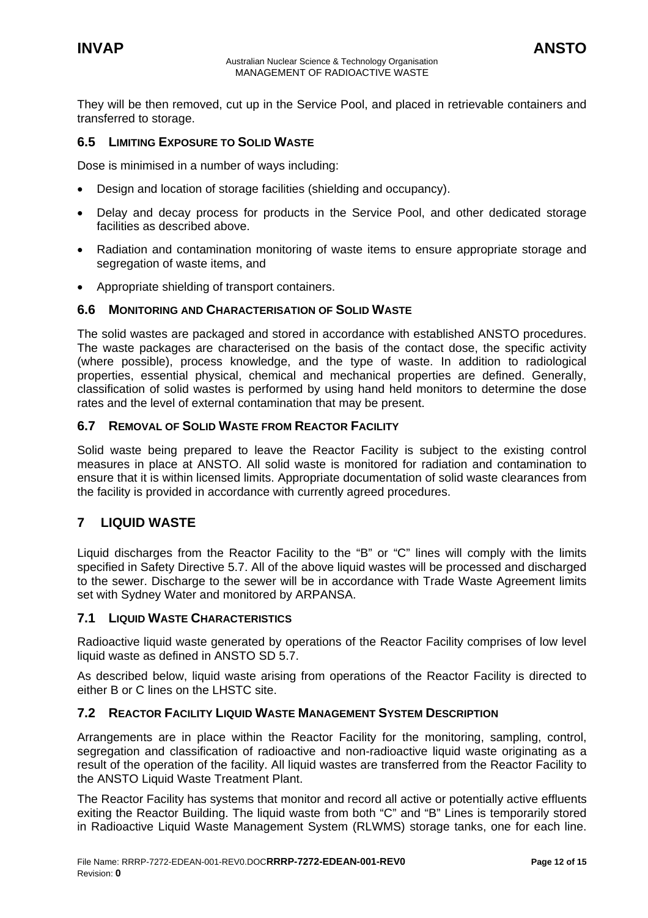They will be then removed, cut up in the Service Pool, and placed in retrievable containers and transferred to storage.

### 6.5 LIMITING EXPOSURE TO SOLID WASTE

Dose is minimised in a number of ways including:

- Design and location of storage facilities (shielding and occupancy).
- Delay and decay process for products in the Service Pool, and other dedicated storage facilities as described above.
- Radiation and contamination monitoring of waste items to ensure appropriate storage and segregation of waste items, and
- Appropriate shielding of transport containers.

### 6.6 MONITORING AND CHARACTERISATION OF SOLID WASTE

The solid wastes are packaged and stored in accordance with established ANSTO procedures. The waste packages are characterised on the basis of the contact dose, the specific activity (where possible), process knowledge, and the type of waste. In addition to radiological properties, essential physical, chemical and mechanical properties are defined. Generally, classification of solid wastes is performed by using hand held monitors to determine the dose rates and the level of external contamination that may be present.

### 6.7 REMOVAL OF SOLID WASTE FROM REACTOR FACILITY

Solid waste being prepared to leave the Reactor Facility is subject to the existing control measures in place at ANSTO. All solid waste is monitored for radiation and contamination to ensure that it is within licensed limits. Appropriate documentation of solid waste clearances from the facility is provided in accordance with currently agreed procedures.

## 7 LIQUID WASTE

Liquid discharges from the Reactor Facility to the "B" or "C" lines will comply with the limits specified in Safety Directive 5.7. All of the above liquid wastes will be processed and discharged to the sewer. Discharge to the sewer will be in accordance with Trade Waste Agreement limits set with Sydney Water and monitored by ARPANSA.

### 7.1 LIQUID WASTE CHARACTERISTICS

Radioactive liquid waste generated by operations of the Reactor Facility comprises of low level liquid waste as defined in ANSTO SD 5.7.

As described below, liquid waste arising from operations of the Reactor Facility is directed to either B or C lines on the LHSTC site.

### 7.2 REACTOR FACILITY LIQUID WASTE MANAGEMENT SYSTEM DESCRIPTION

Arrangements are in place within the Reactor Facility for the monitoring, sampling, control, segregation and classification of radioactive and non-radioactive liquid waste originating as a result of the operation of the facility. All liquid wastes are transferred from the Reactor Facility to the ANSTO Liquid Waste Treatment Plant.

The Reactor Facility has systems that monitor and record all active or potentially active effluents exiting the Reactor Building. The liquid waste from both "C" and "B" Lines is temporarily stored in Radioactive Liquid Waste Management System (RLWMS) storage tanks, one for each line.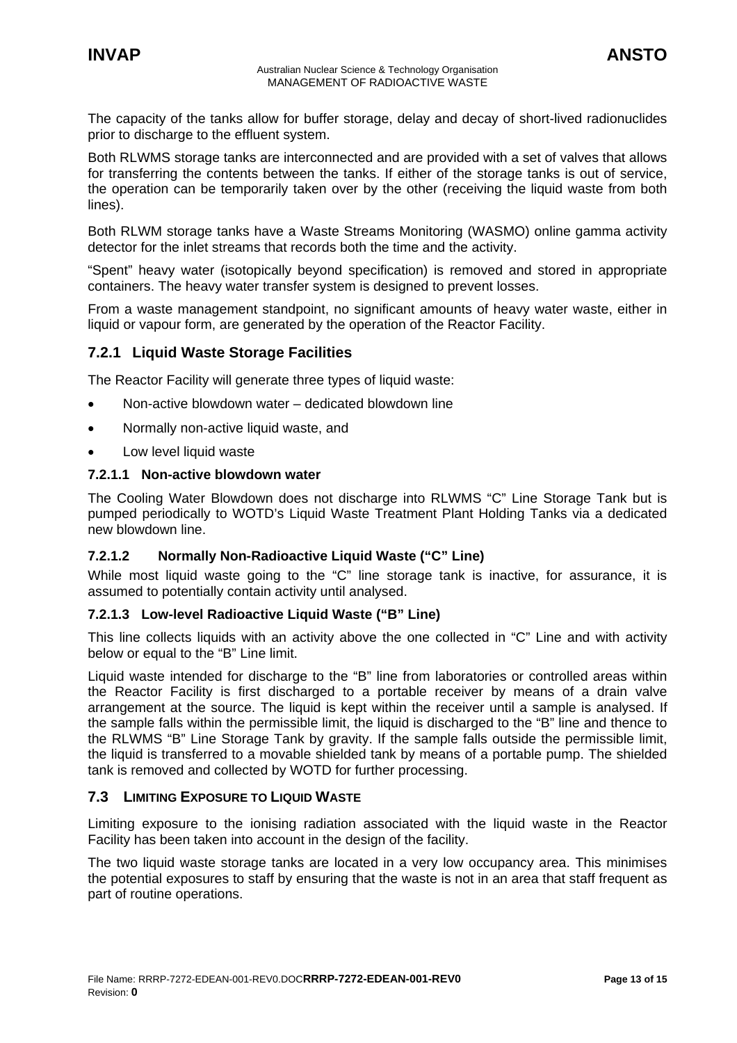The capacity of the tanks allow for buffer storage, delay and decay of short-lived radionuclides prior to discharge to the effluent system.

Both RLWMS storage tanks are interconnected and are provided with a set of valves that allows for transferring the contents between the tanks. If either of the storage tanks is out of service, the operation can be temporarily taken over by the other (receiving the liquid waste from both lines).

Both RLWM storage tanks have a Waste Streams Monitoring (WASMO) online gamma activity detector for the inlet streams that records both the time and the activity.

"Spent" heavy water (isotopically beyond specification) is removed and stored in appropriate containers. The heavy water transfer system is designed to prevent losses.

From a waste management standpoint, no significant amounts of heavy water waste, either in liquid or vapour form, are generated by the operation of the Reactor Facility.

### 7.2.1 Liquid Waste Storage Facilities

The Reactor Facility will generate three types of liquid waste:

- Non-active blowdown water – dedicated blowdown line
- Normally non-active liquid waste, and
- Low level liquid waste

#### 7.2.1.1 Non-active blowdown water

The Cooling Water Blowdown does not discharge into RLWMS "C" Line Storage Tank but is pumped periodically to WOTD's Liquid Waste Treatment Plant Holding Tanks via a dedicated new blowdown line.

#### 7.2.1.2 Normally Non-Radioactive Liquid Waste ("C" Line)

While most liquid waste going to the "C" line storage tank is inactive, for assurance, it is assumed to potentially contain activity until analysed.

#### 7.2.1.3 Low-level Radioactive Liquid Waste ("B" Line)

This line collects liquids with an activity above the one collected in "C" Line and with activity below or equal to the "B" Line limit.

Liquid waste intended for discharge to the "B" line from laboratories or controlled areas within the Reactor Facility is first discharged to a portable receiver by means of a drain valve arrangement at the source. The liquid is kept within the receiver until a sample is analysed. If the sample falls within the permissible limit, the liquid is discharged to the "B" line and thence to the RLWMS "B" Line Storage Tank by gravity. If the sample falls outside the permissible limit, the liquid is transferred to a movable shielded tank by means of a portable pump. The shielded tank is removed and collected by WOTD for further processing.

## 7.3 LIMITING EXPOSURE TO LIQUID WASTE

Limiting exposure to the ionising radiation associated with the liquid waste in the Reactor Facility has been taken into account in the design of the facility.

The two liquid waste storage tanks are located in a very low occupancy area. This minimises the potential exposures to staff by ensuring that the waste is not in an area that staff frequent as part of routine operations.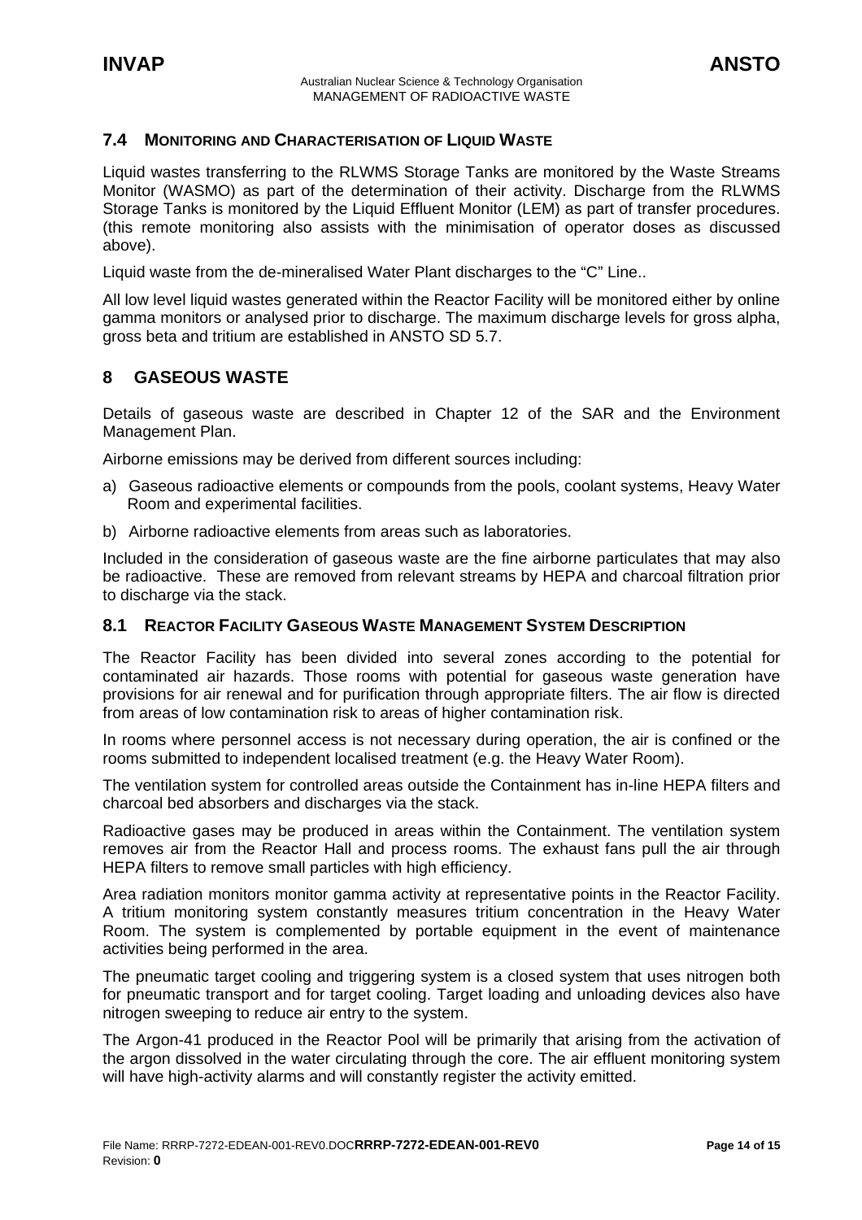### 7.4 MONITORING AND CHARACTERISATION OF LIQUID WASTE

Liquid wastes transferring to the RLWMS Storage Tanks are monitored by the Waste Streams Monitor (WASMO) as part of the determination of their activity. Discharge from the RLWMS Storage Tanks is monitored by the Liquid Effluent Monitor (LEM) as part of transfer procedures. (this remote monitoring also assists with the minimisation of operator doses as discussed above).

Liquid waste from the de-mineralised Water Plant discharges to the "C" Line..

All low level liquid wastes generated within the Reactor Facility will be monitored either by online gamma monitors or analysed prior to discharge. The maximum discharge levels for gross alpha, gross beta and tritium are established in ANSTO SD 5.7.

## 8 GASEOUS WASTE

Details of gaseous waste are described in Chapter 12 of the SAR and the Environment Management Plan.

Airborne emissions may be derived from different sources including:

a) Gaseous radioactive elements or compounds from the pools, coolant systems, Heavy Water Room and experimental facilities.

b) Airborne radioactive elements from areas such as laboratories.

Included in the consideration of gaseous waste are the fine airborne particulates that may also be radioactive. These are removed from relevant streams by HEPA and charcoal filtration prior to discharge via the stack.

### 8.1 REACTOR FACILITY GASEOUS WASTE MANAGEMENT SYSTEM DESCRIPTION

The Reactor Facility has been divided into several zones according to the potential for contaminated air hazards. Those rooms with potential for gaseous waste generation have provisions for air renewal and for purification through appropriate filters. The air flow is directed from areas of low contamination risk to areas of higher contamination risk.

In rooms where personnel access is not necessary during operation, the air is confined or the rooms submitted to independent localised treatment (e.g. the Heavy Water Room).

The ventilation system for controlled areas outside the Containment has in-line HEPA filters and charcoal bed absorbers and discharges via the stack.

Radioactive gases may be produced in areas within the Containment. The ventilation system removes air from the Reactor Hall and process rooms. The exhaust fans pull the air through HEPA filters to remove small particles with high efficiency.

Area radiation monitors monitor gamma activity at representative points in the Reactor Facility. A tritium monitoring system constantly measures tritium concentration in the Heavy Water Room. The system is complemented by portable equipment in the event of maintenance activities being performed in the area.

The pneumatic target cooling and triggering system is a closed system that uses nitrogen both for pneumatic transport and for target cooling. Target loading and unloading devices also have nitrogen sweeping to reduce air entry to the system.

The Argon-41 produced in the Reactor Pool will be primarily that arising from the activation of the argon dissolved in the water circulating through the core. The air effluent monitoring system will have high-activity alarms and will constantly register the activity emitted.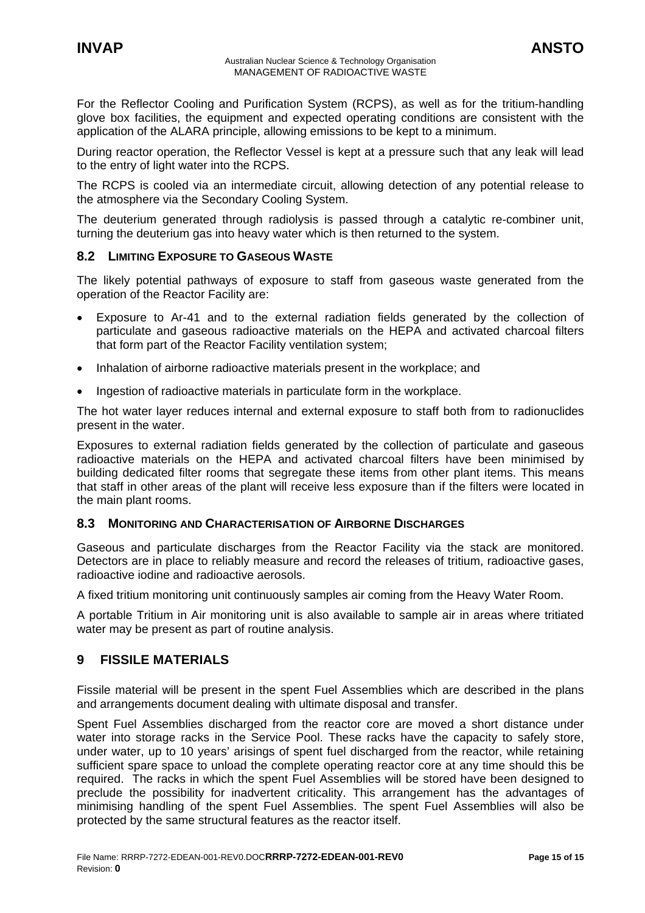For the Reflector Cooling and Purification System (RCPS), as well as for the tritium-handling glove box facilities, the equipment and expected operating conditions are consistent with the application of the ALARA principle, allowing emissions to be kept to a minimum.

During reactor operation, the Reflector Vessel is kept at a pressure such that any leak will lead to the entry of light water into the RCPS.

The RCPS is cooled via an intermediate circuit, allowing detection of any potential release to the atmosphere via the Secondary Cooling System.

The deuterium generated through radiolysis is passed through a catalytic re-combiner unit, turning the deuterium gas into heavy water which is then returned to the system.

## 8.2 LIMITING EXPOSURE TO GASEOUS WASTE

The likely potential pathways of exposure to staff from gaseous waste generated from the operation of the Reactor Facility are:

- Exposure to Ar-41 and to the external radiation fields generated by the collection of particulate and gaseous radioactive materials on the HEPA and activated charcoal filters that form part of the Reactor Facility ventilation system;
- Inhalation of airborne radioactive materials present in the workplace; and
- Ingestion of radioactive materials in particulate form in the workplace.

The hot water layer reduces internal and external exposure to staff both from to radionuclides present in the water.

Exposures to external radiation fields generated by the collection of particulate and gaseous radioactive materials on the HEPA and activated charcoal filters have been minimised by building dedicated filter rooms that segregate these items from other plant items. This means that staff in other areas of the plant will receive less exposure than if the filters were located in the main plant rooms.

## 8.3 MONITORING AND CHARACTERISATION OF AIRBORNE DISCHARGES

Gaseous and particulate discharges from the Reactor Facility via the stack are monitored. Detectors are in place to reliably measure and record the releases of tritium, radioactive gases, radioactive iodine and radioactive aerosols.

A fixed tritium monitoring unit continuously samples air coming from the Heavy Water Room.

A portable Tritium in Air monitoring unit is also available to sample air in areas where tritiated water may be present as part of routine analysis.

# 9 FISSILE MATERIALS

Fissile material will be present in the spent Fuel Assemblies which are described in the plans and arrangements document dealing with ultimate disposal and transfer.

Spent Fuel Assemblies discharged from the reactor core are moved a short distance under water into storage racks in the Service Pool. These racks have the capacity to safely store, under water, up to 10 years' arisings of spent fuel discharged from the reactor, while retaining sufficient spare space to unload the complete operating reactor core at any time should this be required. The racks in which the spent Fuel Assemblies will be stored have been designed to preclude the possibility for inadvertent criticality. This arrangement has the advantages of minimising handling of the spent Fuel Assemblies. The spent Fuel Assemblies will also be protected by the same structural features as the reactor itself.